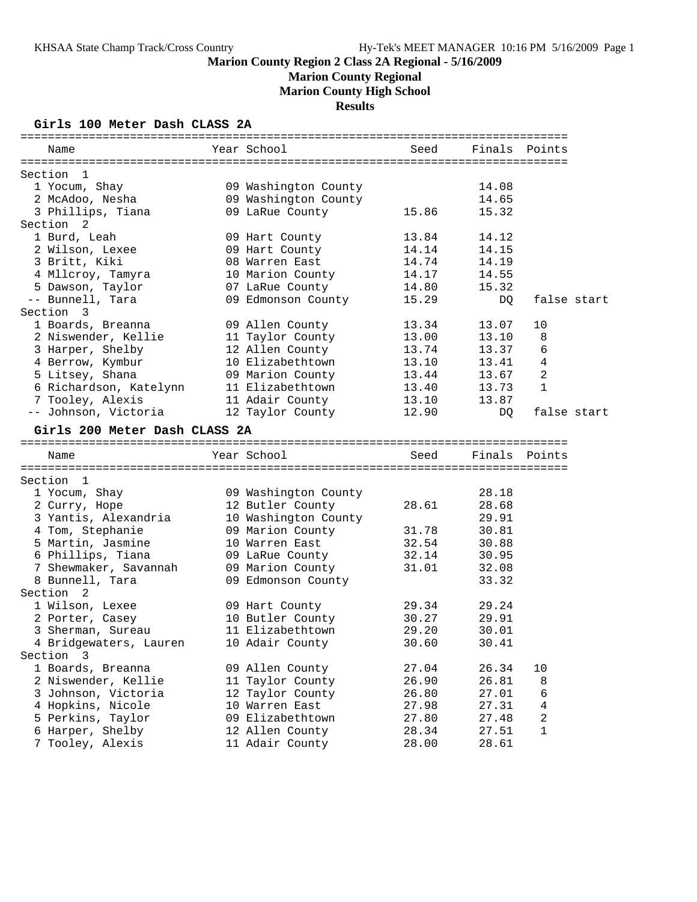# Marion County Region 2 Class 2A Regional - 5/16/2009

## Marion County Regional

## Marion County High School

## Results

### Girls 100 Meter Dash CLASS 2A

| Name | Year | School | Seed | Finals | Points |
|---|---|---|---|---|---|
| **Section 1** | | | | | |
| 1 Yocum, Shay | 09 | Washington County | | 14.08 | |
| 2 McAdoo, Nesha | 09 | Washington County | | 14.65 | |
| 3 Phillips, Tiana | 09 | LaRue County | 15.86 | 15.32 | |
| **Section 2** | | | | | |
| 1 Burd, Leah | 09 | Hart County | 13.84 | 14.12 | |
| 2 Wilson, Lexee | 09 | Hart County | 14.14 | 14.15 | |
| 3 Britt, Kiki | 08 | Warren East | 14.74 | 14.19 | |
| 4 Mllcroy, Tamyra | 10 | Marion County | 14.17 | 14.55 | |
| 5 Dawson, Taylor | 07 | LaRue County | 14.80 | 15.32 | |
| -- Bunnell, Tara | 09 | Edmonson County | 15.29 | DQ | false start |
| **Section 3** | | | | | |
| 1 Boards, Breanna | 09 | Allen County | 13.34 | 13.07 | 10 |
| 2 Niswender, Kellie | 11 | Taylor County | 13.00 | 13.10 | 8 |
| 3 Harper, Shelby | 12 | Allen County | 13.74 | 13.37 | 6 |
| 4 Berrow, Kymbur | 10 | Elizabethtown | 13.10 | 13.41 | 4 |
| 5 Litsey, Shana | 09 | Marion County | 13.44 | 13.67 | 2 |
| 6 Richardson, Katelynn | 11 | Elizabethtown | 13.40 | 13.73 | 1 |
| 7 Tooley, Alexis | 11 | Adair County | 13.10 | 13.87 | |
| -- Johnson, Victoria | 12 | Taylor County | 12.90 | DQ | false start |

### Girls 200 Meter Dash CLASS 2A

| Name | Year | School | Seed | Finals | Points |
|---|---|---|---|---|---|
| **Section 1** | | | | | |
| 1 Yocum, Shay | 09 | Washington County | | 28.18 | |
| 2 Curry, Hope | 12 | Butler County | 28.61 | 28.68 | |
| 3 Yantis, Alexandria | 10 | Washington County | | 29.91 | |
| 4 Tom, Stephanie | 09 | Marion County | 31.78 | 30.81 | |
| 5 Martin, Jasmine | 10 | Warren East | 32.54 | 30.88 | |
| 6 Phillips, Tiana | 09 | LaRue County | 32.14 | 30.95 | |
| 7 Shewmaker, Savannah | 09 | Marion County | 31.01 | 32.08 | |
| 8 Bunnell, Tara | 09 | Edmonson County | | 33.32 | |
| **Section 2** | | | | | |
| 1 Wilson, Lexee | 09 | Hart County | 29.34 | 29.24 | |
| 2 Porter, Casey | 10 | Butler County | 30.27 | 29.91 | |
| 3 Sherman, Sureau | 11 | Elizabethtown | 29.20 | 30.01 | |
| 4 Bridgewaters, Lauren | 10 | Adair County | 30.60 | 30.41 | |
| **Section 3** | | | | | |
| 1 Boards, Breanna | 09 | Allen County | 27.04 | 26.34 | 10 |
| 2 Niswender, Kellie | 11 | Taylor County | 26.90 | 26.81 | 8 |
| 3 Johnson, Victoria | 12 | Taylor County | 26.80 | 27.01 | 6 |
| 4 Hopkins, Nicole | 10 | Warren East | 27.98 | 27.31 | 4 |
| 5 Perkins, Taylor | 09 | Elizabethtown | 27.80 | 27.48 | 2 |
| 6 Harper, Shelby | 12 | Allen County | 28.34 | 27.51 | 1 |
| 7 Tooley, Alexis | 11 | Adair County | 28.00 | 28.61 | |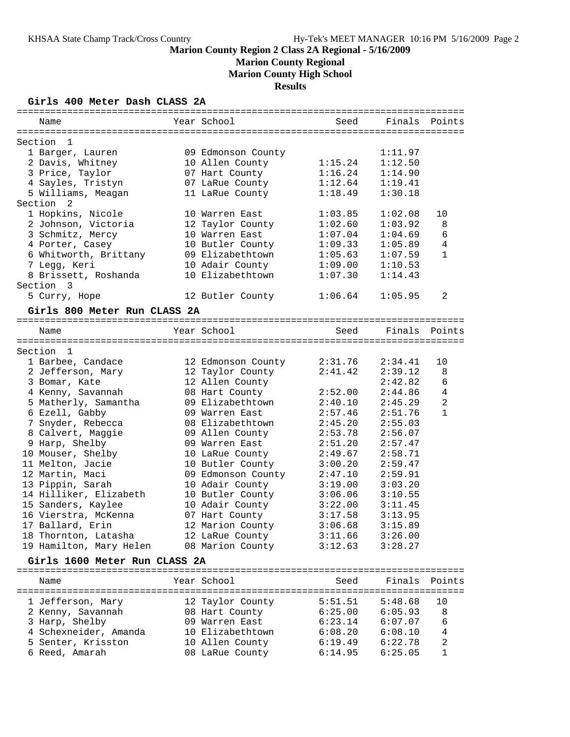# Marion County Region 2 Class 2A Regional - 5/16/2009

## Marion County Regional

## Marion County High School

## Results

### Girls 400 Meter Dash CLASS 2A

| Name | Year | School | Seed | Finals | Points |
|---|---|---|---|---|---|
| **Section 1** | | | | | |
| 1 Barger, Lauren | 09 | Edmonson County | | 1:11.97 | |
| 2 Davis, Whitney | 10 | Allen County | 1:15.24 | 1:12.50 | |
| 3 Price, Taylor | 07 | Hart County | 1:16.24 | 1:14.90 | |
| 4 Sayles, Tristyn | 07 | LaRue County | 1:12.64 | 1:19.41 | |
| 5 Williams, Meagan | 11 | LaRue County | 1:18.49 | 1:30.18 | |
| **Section 2** | | | | | |
| 1 Hopkins, Nicole | 10 | Warren East | 1:03.85 | 1:02.08 | 10 |
| 2 Johnson, Victoria | 12 | Taylor County | 1:02.60 | 1:03.92 | 8 |
| 3 Schmitz, Mercy | 10 | Warren East | 1:07.04 | 1:04.69 | 6 |
| 4 Porter, Casey | 10 | Butler County | 1:09.33 | 1:05.89 | 4 |
| 6 Whitworth, Brittany | 09 | Elizabethtown | 1:05.63 | 1:07.59 | 1 |
| 7 Legg, Keri | 10 | Adair County | 1:09.00 | 1:10.53 | |
| 8 Brissett, Roshanda | 10 | Elizabethtown | 1:07.30 | 1:14.43 | |
| **Section 3** | | | | | |
| 5 Curry, Hope | 12 | Butler County | 1:06.64 | 1:05.95 | 2 |

### Girls 800 Meter Run CLASS 2A

| Name | Year | School | Seed | Finals | Points |
|---|---|---|---|---|---|
| **Section 1** | | | | | |
| 1 Barbee, Candace | 12 | Edmonson County | 2:31.76 | 2:34.41 | 10 |
| 2 Jefferson, Mary | 12 | Taylor County | 2:41.42 | 2:39.12 | 8 |
| 3 Bomar, Kate | 12 | Allen County | | 2:42.82 | 6 |
| 4 Kenny, Savannah | 08 | Hart County | 2:52.00 | 2:44.86 | 4 |
| 5 Matherly, Samantha | 09 | Elizabethtown | 2:40.10 | 2:45.29 | 2 |
| 6 Ezell, Gabby | 09 | Warren East | 2:57.46 | 2:51.76 | 1 |
| 7 Snyder, Rebecca | 08 | Elizabethtown | 2:45.20 | 2:55.03 | |
| 8 Calvert, Maggie | 09 | Allen County | 2:53.78 | 2:56.07 | |
| 9 Harp, Shelby | 09 | Warren East | 2:51.20 | 2:57.47 | |
| 10 Mouser, Shelby | 10 | LaRue County | 2:49.67 | 2:58.71 | |
| 11 Melton, Jacie | 10 | Butler County | 3:00.20 | 2:59.47 | |
| 12 Martin, Maci | 09 | Edmonson County | 2:47.10 | 2:59.91 | |
| 13 Pippin, Sarah | 10 | Adair County | 3:19.00 | 3:03.20 | |
| 14 Hilliker, Elizabeth | 10 | Butler County | 3:06.06 | 3:10.55 | |
| 15 Sanders, Kaylee | 10 | Adair County | 3:22.00 | 3:11.45 | |
| 16 Vierstra, McKenna | 07 | Hart County | 3:17.58 | 3:13.95 | |
| 17 Ballard, Erin | 12 | Marion County | 3:06.68 | 3:15.89 | |
| 18 Thornton, Latasha | 12 | LaRue County | 3:11.66 | 3:26.00 | |
| 19 Hamilton, Mary Helen | 08 | Marion County | 3:12.63 | 3:28.27 | |

### Girls 1600 Meter Run CLASS 2A

| Name | Year | School | Seed | Finals | Points |
|---|---|---|---|---|---|
| 1 Jefferson, Mary | 12 | Taylor County | 5:51.51 | 5:48.68 | 10 |
| 2 Kenny, Savannah | 08 | Hart County | 6:25.00 | 6:05.93 | 8 |
| 3 Harp, Shelby | 09 | Warren East | 6:23.14 | 6:07.07 | 6 |
| 4 Schexneider, Amanda | 10 | Elizabethtown | 6:08.20 | 6:08.10 | 4 |
| 5 Senter, Krisston | 10 | Allen County | 6:19.49 | 6:22.78 | 2 |
| 6 Reed, Amarah | 08 | LaRue County | 6:14.95 | 6:25.05 | 1 |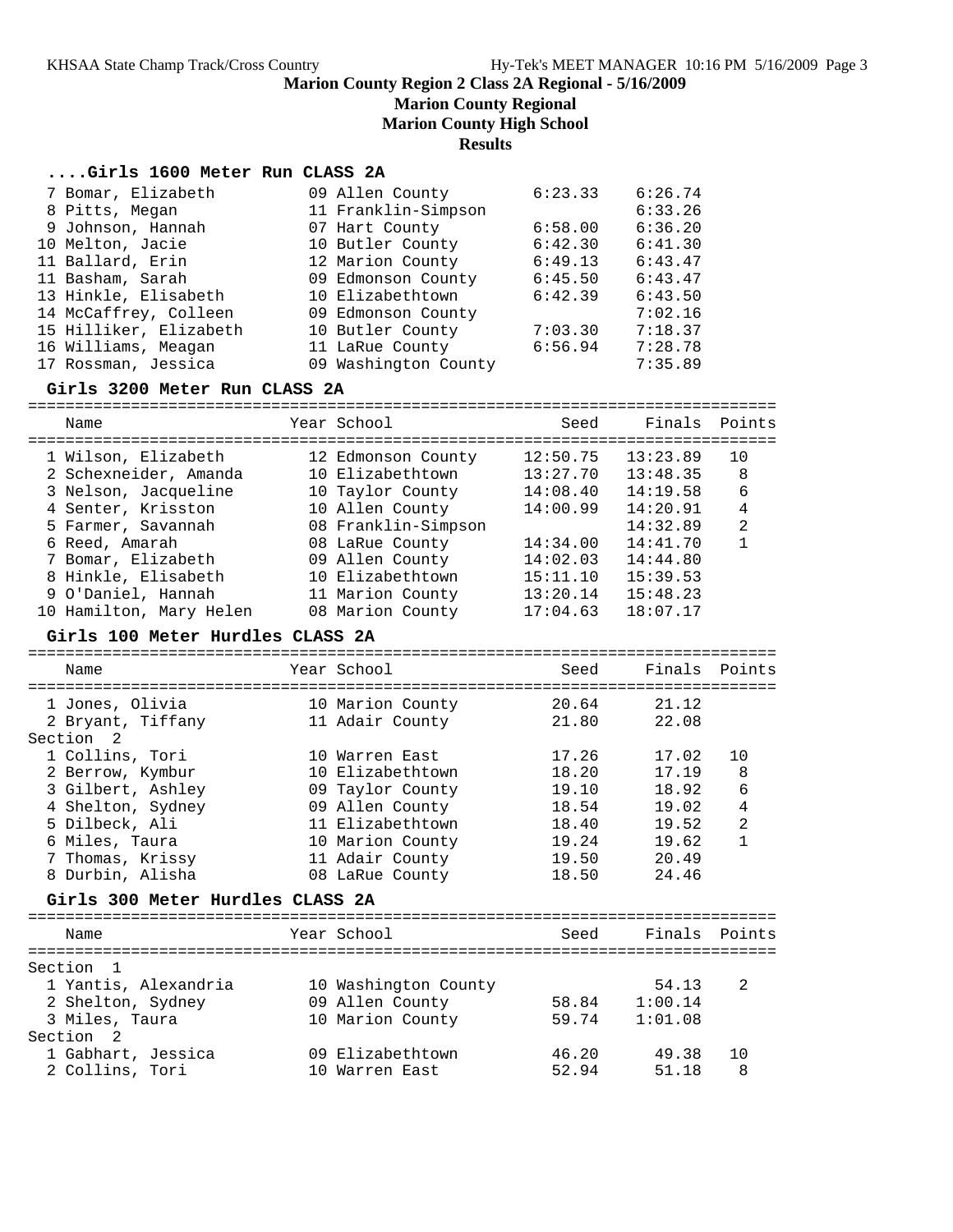# Marion County Region 2 Class 2A Regional - 5/16/2009

## Marion County Regional

## Marion County High School

## Results

### ....Girls 1600 Meter Run CLASS 2A

| Place | Name | Year | School | Seed | Finals | Points |
|---|---|---|---|---|---|---|
| 7 | Bomar, Elizabeth | 09 | Allen County | 6:23.33 | 6:26.74 | |
| 8 | Pitts, Megan | 11 | Franklin-Simpson | | 6:33.26 | |
| 9 | Johnson, Hannah | 07 | Hart County | 6:58.00 | 6:36.20 | |
| 10 | Melton, Jacie | 10 | Butler County | 6:42.30 | 6:41.30 | |
| 11 | Ballard, Erin | 12 | Marion County | 6:49.13 | 6:43.47 | |
| 11 | Basham, Sarah | 09 | Edmonson County | 6:45.50 | 6:43.47 | |
| 13 | Hinkle, Elisabeth | 10 | Elizabethtown | 6:42.39 | 6:43.50 | |
| 14 | McCaffrey, Colleen | 09 | Edmonson County | | 7:02.16 | |
| 15 | Hilliker, Elizabeth | 10 | Butler County | 7:03.30 | 7:18.37 | |
| 16 | Williams, Meagan | 11 | LaRue County | 6:56.94 | 7:28.78 | |
| 17 | Rossman, Jessica | 09 | Washington County | | 7:35.89 | |

### Girls 3200 Meter Run CLASS 2A

| Place | Name | Year | School | Seed | Finals | Points |
|---|---|---|---|---|---|---|
| 1 | Wilson, Elizabeth | 12 | Edmonson County | 12:50.75 | 13:23.89 | 10 |
| 2 | Schexneider, Amanda | 10 | Elizabethtown | 13:27.70 | 13:48.35 | 8 |
| 3 | Nelson, Jacqueline | 10 | Taylor County | 14:08.40 | 14:19.58 | 6 |
| 4 | Senter, Krisston | 10 | Allen County | 14:00.99 | 14:20.91 | 4 |
| 5 | Farmer, Savannah | 08 | Franklin-Simpson | | 14:32.89 | 2 |
| 6 | Reed, Amarah | 08 | LaRue County | 14:34.00 | 14:41.70 | 1 |
| 7 | Bomar, Elizabeth | 09 | Allen County | 14:02.03 | 14:44.80 | |
| 8 | Hinkle, Elisabeth | 10 | Elizabethtown | 15:11.10 | 15:39.53 | |
| 9 | O'Daniel, Hannah | 11 | Marion County | 13:20.14 | 15:48.23 | |
| 10 | Hamilton, Mary Helen | 08 | Marion County | 17:04.63 | 18:07.17 | |

### Girls 100 Meter Hurdles CLASS 2A

| Place | Name | Year | School | Seed | Finals | Points |
|---|---|---|---|---|---|---|
| 1 | Jones, Olivia | 10 | Marion County | 20.64 | 21.12 | |
| 2 | Bryant, Tiffany | 11 | Adair County | 21.80 | 22.08 | |
| **Section 2** | | | | | | |
| 1 | Collins, Tori | 10 | Warren East | 17.26 | 17.02 | 10 |
| 2 | Berrow, Kymbur | 10 | Elizabethtown | 18.20 | 17.19 | 8 |
| 3 | Gilbert, Ashley | 09 | Taylor County | 19.10 | 18.92 | 6 |
| 4 | Shelton, Sydney | 09 | Allen County | 18.54 | 19.02 | 4 |
| 5 | Dilbeck, Ali | 11 | Elizabethtown | 18.40 | 19.52 | 2 |
| 6 | Miles, Taura | 10 | Marion County | 19.24 | 19.62 | 1 |
| 7 | Thomas, Krissy | 11 | Adair County | 19.50 | 20.49 | |
| 8 | Durbin, Alisha | 08 | LaRue County | 18.50 | 24.46 | |

### Girls 300 Meter Hurdles CLASS 2A

| Place | Name | Year | School | Seed | Finals | Points |
|---|---|---|---|---|---|---|
| **Section 1** | | | | | | |
| 1 | Yantis, Alexandria | 10 | Washington County | | 54.13 | 2 |
| 2 | Shelton, Sydney | 09 | Allen County | 58.84 | 1:00.14 | |
| 3 | Miles, Taura | 10 | Marion County | 59.74 | 1:01.08 | |
| **Section 2** | | | | | | |
| 1 | Gabhart, Jessica | 09 | Elizabethtown | 46.20 | 49.38 | 10 |
| 2 | Collins, Tori | 10 | Warren East | 52.94 | 51.18 | 8 |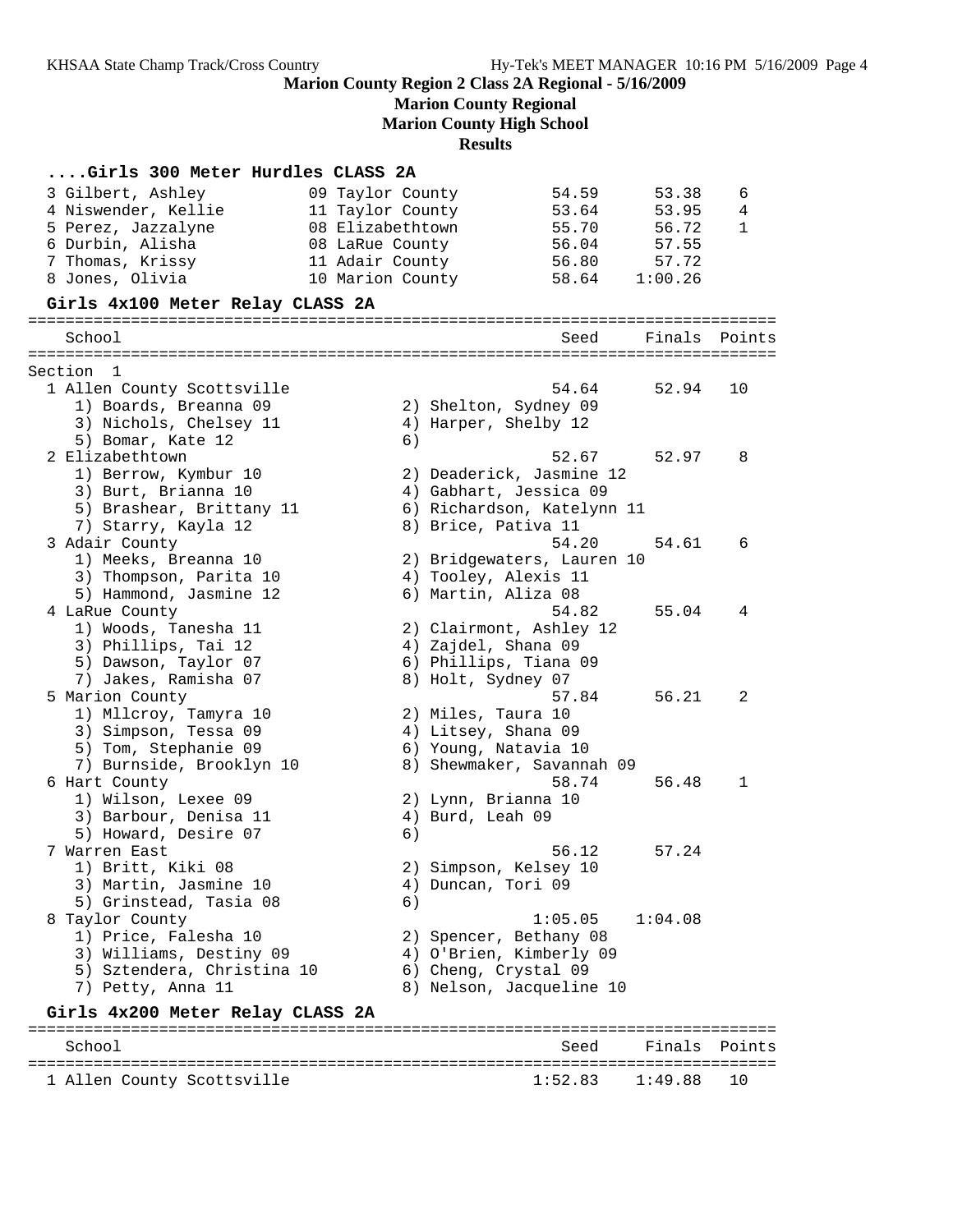## Marion County Region 2 Class 2A Regional - 5/16/2009

### Marion County Regional

### Marion County High School

### Results

#### ....Girls 300 Meter Hurdles CLASS 2A

| Place | Name | Yr | School | Seed | Finals | Points |
|---|---|---|---|---|---|---|
| 3 | Gilbert, Ashley | 09 | Taylor County | 54.59 | 53.38 | 6 |
| 4 | Niswender, Kellie | 11 | Taylor County | 53.64 | 53.95 | 4 |
| 5 | Perez, Jazzalyne | 08 | Elizabethtown | 55.70 | 56.72 | 1 |
| 6 | Durbin, Alisha | 08 | LaRue County | 56.04 | 57.55 | |
| 7 | Thomas, Krissy | 11 | Adair County | 56.80 | 57.72 | |
| 8 | Jones, Olivia | 10 | Marion County | 58.64 | 1:00.26 | |

#### Girls 4x100 Meter Relay CLASS 2A

| School | Seed | Finals | Points |
|---|---|---|---|
| **Section 1** | | | |
| 1 Allen County Scottsville | 54.64 | 52.94 | 10 |
| 1) Boards, Breanna 09; 2) Shelton, Sydney 09; 3) Nichols, Chelsey 11; 4) Harper, Shelby 12; 5) Bomar, Kate 12; 6) | | | |
| 2 Elizabethtown | 52.67 | 52.97 | 8 |
| 1) Berrow, Kymbur 10; 2) Deaderick, Jasmine 12; 3) Burt, Brianna 10; 4) Gabhart, Jessica 09; 5) Brashear, Brittany 11; 6) Richardson, Katelynn 11; 7) Starry, Kayla 12; 8) Brice, Pativa 11 | | | |
| 3 Adair County | 54.20 | 54.61 | 6 |
| 1) Meeks, Breanna 10; 2) Bridgewaters, Lauren 10; 3) Thompson, Parita 10; 4) Tooley, Alexis 11; 5) Hammond, Jasmine 12; 6) Martin, Aliza 08 | | | |
| 4 LaRue County | 54.82 | 55.04 | 4 |
| 1) Woods, Tanesha 11; 2) Clairmont, Ashley 12; 3) Phillips, Tai 12; 4) Zajdel, Shana 09; 5) Dawson, Taylor 07; 6) Phillips, Tiana 09; 7) Jakes, Ramisha 07; 8) Holt, Sydney 07 | | | |
| 5 Marion County | 57.84 | 56.21 | 2 |
| 1) Mllcroy, Tamyra 10; 2) Miles, Taura 10; 3) Simpson, Tessa 09; 4) Litsey, Shana 09; 5) Tom, Stephanie 09; 6) Young, Natavia 10; 7) Burnside, Brooklyn 10; 8) Shewmaker, Savannah 09 | | | |
| 6 Hart County | 58.74 | 56.48 | 1 |
| 1) Wilson, Lexee 09; 2) Lynn, Brianna 10; 3) Barbour, Denisa 11; 4) Burd, Leah 09; 5) Howard, Desire 07; 6) | | | |
| 7 Warren East | 56.12 | 57.24 | |
| 1) Britt, Kiki 08; 2) Simpson, Kelsey 10; 3) Martin, Jasmine 10; 4) Duncan, Tori 09; 5) Grinstead, Tasia 08; 6) | | | |
| 8 Taylor County | 1:05.05 | 1:04.08 | |
| 1) Price, Falesha 10; 2) Spencer, Bethany 08; 3) Williams, Destiny 09; 4) O'Brien, Kimberly 09; 5) Sztendera, Christina 10; 6) Cheng, Crystal 09; 7) Petty, Anna 11; 8) Nelson, Jacqueline 10 | | | |

#### Girls 4x200 Meter Relay CLASS 2A

| School | Seed | Finals | Points |
|---|---|---|---|
| 1 Allen County Scottsville | 1:52.83 | 1:49.88 | 10 |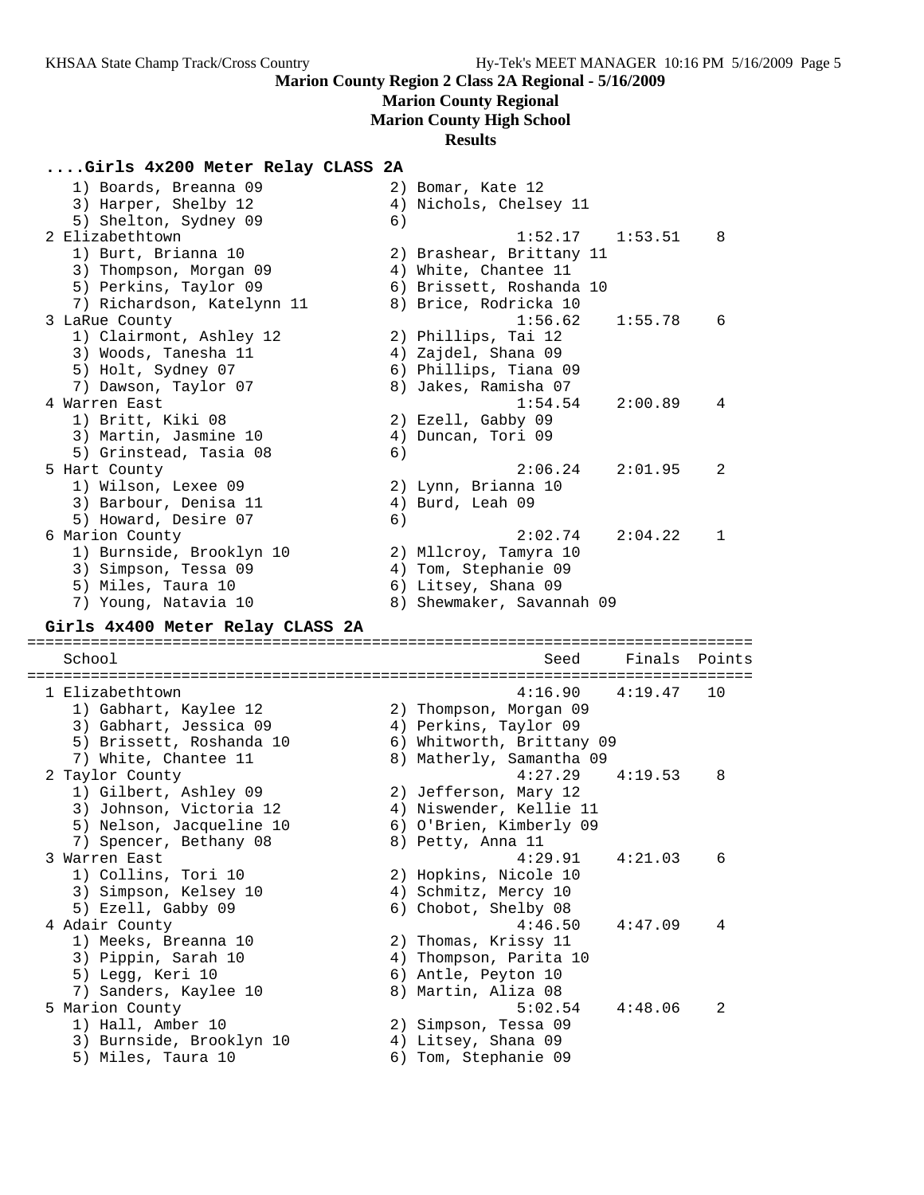**Marion County Region 2 Class 2A Regional - 5/16/2009**

**Marion County Regional**

**Marion County High School**

**Results**

### ....Girls 4x200 Meter Relay CLASS 2A

```
    1) Boards, Breanna 09              2) Bomar, Kate 12
    3) Harper, Shelby 12               4) Nichols, Chelsey 11
    5) Shelton, Sydney 09              6)
  2 Elizabethtown                                1:52.17    1:53.51    8
    1) Burt, Brianna 10                2) Brashear, Brittany 11
    3) Thompson, Morgan 09             4) White, Chantee 11
    5) Perkins, Taylor 09              6) Brissett, Roshanda 10
    7) Richardson, Katelynn 11         8) Brice, Rodricka 10
  3 LaRue County                                 1:56.62    1:55.78    6
    1) Clairmont, Ashley 12            2) Phillips, Tai 12
    3) Woods, Tanesha 11               4) Zajdel, Shana 09
    5) Holt, Sydney 07                 6) Phillips, Tiana 09
    7) Dawson, Taylor 07               8) Jakes, Ramisha 07
  4 Warren East                                  1:54.54    2:00.89    4
    1) Britt, Kiki 08                  2) Ezell, Gabby 09
    3) Martin, Jasmine 10              4) Duncan, Tori 09
    5) Grinstead, Tasia 08             6)
  5 Hart County                                  2:06.24    2:01.95    2
    1) Wilson, Lexee 09                2) Lynn, Brianna 10
    3) Barbour, Denisa 11              4) Burd, Leah 09
    5) Howard, Desire 07               6)
  6 Marion County                                2:02.74    2:04.22    1
    1) Burnside, Brooklyn 10           2) Mllcroy, Tamyra 10
    3) Simpson, Tessa 09               4) Tom, Stephanie 09
    5) Miles, Taura 10                 6) Litsey, Shana 09
    7) Young, Natavia 10               8) Shewmaker, Savannah 09
```

### Girls 4x400 Meter Relay CLASS 2A

```
===============================================================================
    School                                         Seed     Finals  Points
===============================================================================
  1 Elizabethtown                                4:16.90    4:19.47   10
    1) Gabhart, Kaylee 12              2) Thompson, Morgan 09
    3) Gabhart, Jessica 09             4) Perkins, Taylor 09
    5) Brissett, Roshanda 10           6) Whitworth, Brittany 09
    7) White, Chantee 11               8) Matherly, Samantha 09
  2 Taylor County                                4:27.29    4:19.53    8
    1) Gilbert, Ashley 09              2) Jefferson, Mary 12
    3) Johnson, Victoria 12            4) Niswender, Kellie 11
    5) Nelson, Jacqueline 10           6) O'Brien, Kimberly 09
    7) Spencer, Bethany 08             8) Petty, Anna 11
  3 Warren East                                  4:29.91    4:21.03    6
    1) Collins, Tori 10                2) Hopkins, Nicole 10
    3) Simpson, Kelsey 10              4) Schmitz, Mercy 10
    5) Ezell, Gabby 09                 6) Chobot, Shelby 08
  4 Adair County                                 4:46.50    4:47.09    4
    1) Meeks, Breanna 10               2) Thomas, Krissy 11
    3) Pippin, Sarah 10                4) Thompson, Parita 10
    5) Legg, Keri 10                   6) Antle, Peyton 10
    7) Sanders, Kaylee 10              8) Martin, Aliza 08
  5 Marion County                                5:02.54    4:48.06    2
    1) Hall, Amber 10                  2) Simpson, Tessa 09
    3) Burnside, Brooklyn 10           4) Litsey, Shana 09
    5) Miles, Taura 10                 6) Tom, Stephanie 09
```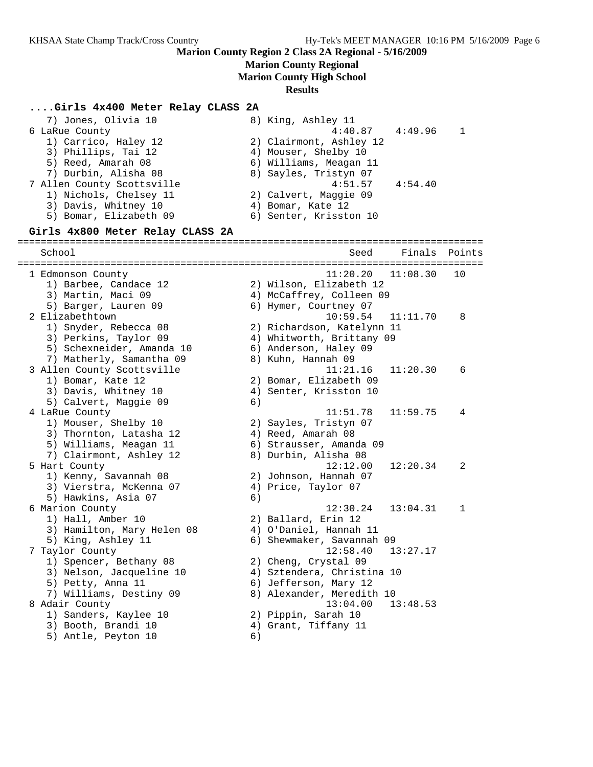**Marion County Region 2 Class 2A Regional - 5/16/2009**

**Marion County Regional**

**Marion County High School**

**Results**

### ....Girls 4x400 Meter Relay CLASS 2A

```
    7) Jones, Olivia 10                8) King, Ashley 11
 6 LaRue County                                4:40.87    4:49.96    1
    1) Carrico, Haley 12               2) Clairmont, Ashley 12
    3) Phillips, Tai 12                4) Mouser, Shelby 10
    5) Reed, Amarah 08                 6) Williams, Meagan 11
    7) Durbin, Alisha 08               8) Sayles, Tristyn 07
 7 Allen County Scottsville                    4:51.57    4:54.40
    1) Nichols, Chelsey 11             2) Calvert, Maggie 09
    3) Davis, Whitney 10               4) Bomar, Kate 12
    5) Bomar, Elizabeth 09             6) Senter, Krisston 10
```

### Girls 4x800 Meter Relay CLASS 2A

```
===============================================================================
    School                                         Seed     Finals  Points
===============================================================================
 1 Edmonson County                            11:20.20   11:08.30   10
    1) Barbee, Candace 12              2) Wilson, Elizabeth 12
    3) Martin, Maci 09                 4) McCaffrey, Colleen 09
    5) Barger, Lauren 09               6) Hymer, Courtney 07
 2 Elizabethtown                              10:59.54   11:11.70    8
    1) Snyder, Rebecca 08              2) Richardson, Katelynn 11
    3) Perkins, Taylor 09              4) Whitworth, Brittany 09
    5) Schexneider, Amanda 10          6) Anderson, Haley 09
    7) Matherly, Samantha 09           8) Kuhn, Hannah 09
 3 Allen County Scottsville                   11:21.16   11:20.30    6
    1) Bomar, Kate 12                  2) Bomar, Elizabeth 09
    3) Davis, Whitney 10               4) Senter, Krisston 10
    5) Calvert, Maggie 09              6)
 4 LaRue County                               11:51.78   11:59.75    4
    1) Mouser, Shelby 10               2) Sayles, Tristyn 07
    3) Thornton, Latasha 12            4) Reed, Amarah 08
    5) Williams, Meagan 11             6) Strausser, Amanda 09
    7) Clairmont, Ashley 12            8) Durbin, Alisha 08
 5 Hart County                                12:12.00   12:20.34    2
    1) Kenny, Savannah 08              2) Johnson, Hannah 07
    3) Vierstra, McKenna 07            4) Price, Taylor 07
    5) Hawkins, Asia 07                6)
 6 Marion County                              12:30.24   13:04.31    1
    1) Hall, Amber 10                  2) Ballard, Erin 12
    3) Hamilton, Mary Helen 08         4) O'Daniel, Hannah 11
    5) King, Ashley 11                 6) Shewmaker, Savannah 09
 7 Taylor County                              12:58.40   13:27.17
    1) Spencer, Bethany 08             2) Cheng, Crystal 09
    3) Nelson, Jacqueline 10           4) Sztendera, Christina 10
    5) Petty, Anna 11                  6) Jefferson, Mary 12
    7) Williams, Destiny 09            8) Alexander, Meredith 10
 8 Adair County                               13:04.00   13:48.53
    1) Sanders, Kaylee 10              2) Pippin, Sarah 10
    3) Booth, Brandi 10                4) Grant, Tiffany 11
    5) Antle, Peyton 10                6)
```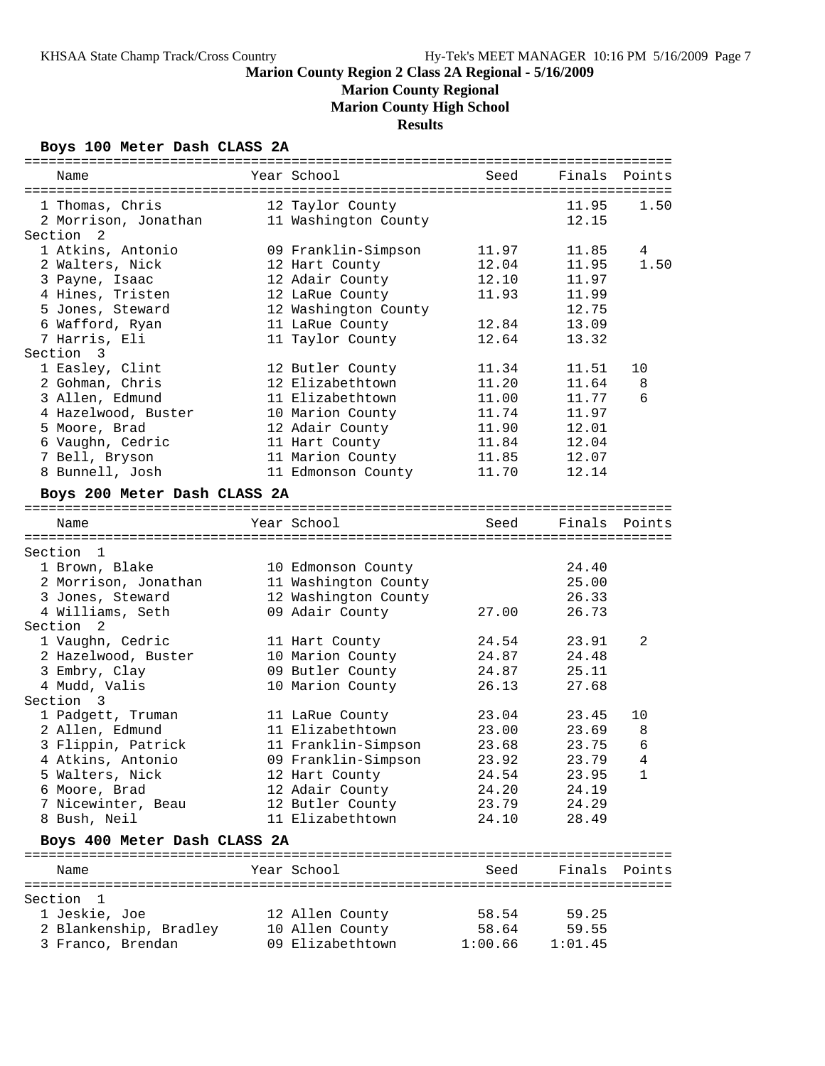# Marion County Region 2 Class 2A Regional - 5/16/2009

## Marion County Regional

## Marion County High School

## Results

### Boys 100 Meter Dash CLASS 2A

| Name | Year | School | Seed | Finals | Points |
|---|---|---|---|---|---|
| 1 Thomas, Chris | 12 | Taylor County | | 11.95 | 1.50 |
| 2 Morrison, Jonathan | 11 | Washington County | | 12.15 | |
| **Section 2** | | | | | |
| 1 Atkins, Antonio | 09 | Franklin-Simpson | 11.97 | 11.85 | 4 |
| 2 Walters, Nick | 12 | Hart County | 12.04 | 11.95 | 1.50 |
| 3 Payne, Isaac | 12 | Adair County | 12.10 | 11.97 | |
| 4 Hines, Tristen | 12 | LaRue County | 11.93 | 11.99 | |
| 5 Jones, Steward | 12 | Washington County | | 12.75 | |
| 6 Wafford, Ryan | 11 | LaRue County | 12.84 | 13.09 | |
| 7 Harris, Eli | 11 | Taylor County | 12.64 | 13.32 | |
| **Section 3** | | | | | |
| 1 Easley, Clint | 12 | Butler County | 11.34 | 11.51 | 10 |
| 2 Gohman, Chris | 12 | Elizabethtown | 11.20 | 11.64 | 8 |
| 3 Allen, Edmund | 11 | Elizabethtown | 11.00 | 11.77 | 6 |
| 4 Hazelwood, Buster | 10 | Marion County | 11.74 | 11.97 | |
| 5 Moore, Brad | 12 | Adair County | 11.90 | 12.01 | |
| 6 Vaughn, Cedric | 11 | Hart County | 11.84 | 12.04 | |
| 7 Bell, Bryson | 11 | Marion County | 11.85 | 12.07 | |
| 8 Bunnell, Josh | 11 | Edmonson County | 11.70 | 12.14 | |

### Boys 200 Meter Dash CLASS 2A

| Name | Year | School | Seed | Finals | Points |
|---|---|---|---|---|---|
| **Section 1** | | | | | |
| 1 Brown, Blake | 10 | Edmonson County | | 24.40 | |
| 2 Morrison, Jonathan | 11 | Washington County | | 25.00 | |
| 3 Jones, Steward | 12 | Washington County | | 26.33 | |
| 4 Williams, Seth | 09 | Adair County | 27.00 | 26.73 | |
| **Section 2** | | | | | |
| 1 Vaughn, Cedric | 11 | Hart County | 24.54 | 23.91 | 2 |
| 2 Hazelwood, Buster | 10 | Marion County | 24.87 | 24.48 | |
| 3 Embry, Clay | 09 | Butler County | 24.87 | 25.11 | |
| 4 Mudd, Valis | 10 | Marion County | 26.13 | 27.68 | |
| **Section 3** | | | | | |
| 1 Padgett, Truman | 11 | LaRue County | 23.04 | 23.45 | 10 |
| 2 Allen, Edmund | 11 | Elizabethtown | 23.00 | 23.69 | 8 |
| 3 Flippin, Patrick | 11 | Franklin-Simpson | 23.68 | 23.75 | 6 |
| 4 Atkins, Antonio | 09 | Franklin-Simpson | 23.92 | 23.79 | 4 |
| 5 Walters, Nick | 12 | Hart County | 24.54 | 23.95 | 1 |
| 6 Moore, Brad | 12 | Adair County | 24.20 | 24.19 | |
| 7 Nicewinter, Beau | 12 | Butler County | 23.79 | 24.29 | |
| 8 Bush, Neil | 11 | Elizabethtown | 24.10 | 28.49 | |

### Boys 400 Meter Dash CLASS 2A

| Name | Year | School | Seed | Finals | Points |
|---|---|---|---|---|---|
| **Section 1** | | | | | |
| 1 Jeskie, Joe | 12 | Allen County | 58.54 | 59.25 | |
| 2 Blankenship, Bradley | 10 | Allen County | 58.64 | 59.55 | |
| 3 Franco, Brendan | 09 | Elizabethtown | 1:00.66 | 1:01.45 | |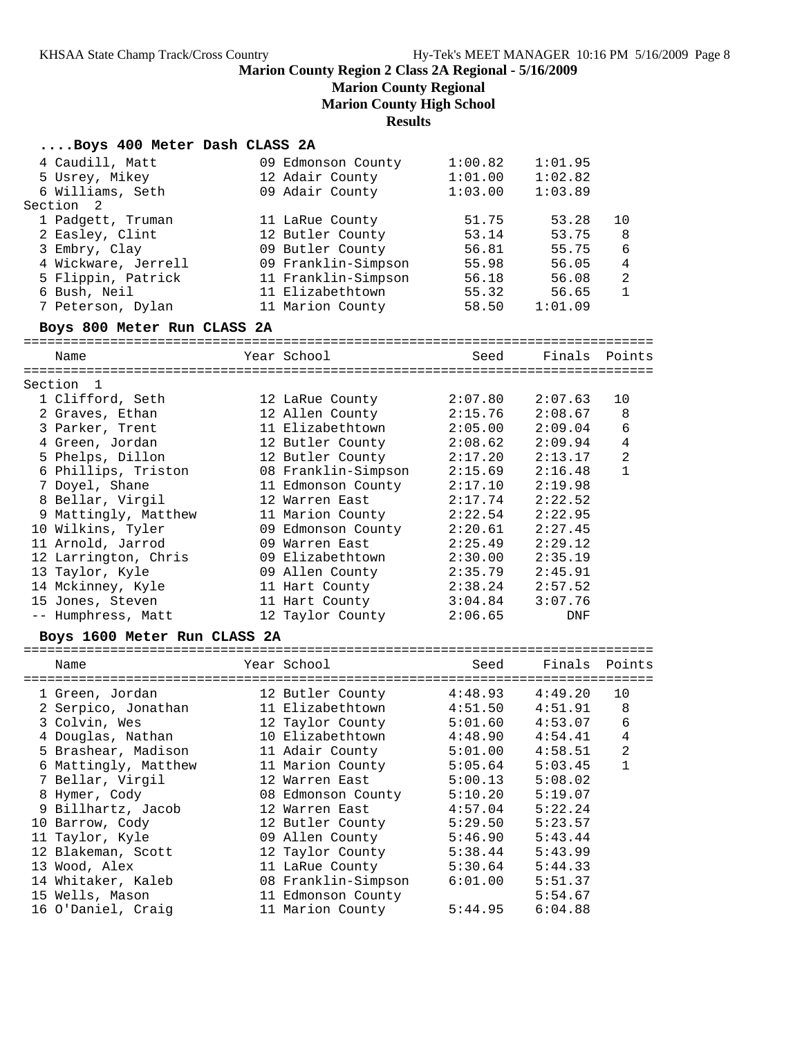# Marion County Region 2 Class 2A Regional - 5/16/2009

## Marion County Regional

## Marion County High School

## Results

### ....Boys 400 Meter Dash CLASS 2A

| Place | Name | Year | School | Seed | Finals | Points |
|---|---|---|---|---|---|---|
| 4 | Caudill, Matt | 09 | Edmonson County | 1:00.82 | 1:01.95 | |
| 5 | Usrey, Mikey | 12 | Adair County | 1:01.00 | 1:02.82 | |
| 6 | Williams, Seth | 09 | Adair County | 1:03.00 | 1:03.89 | |
| **Section 2** | | | | | | |
| 1 | Padgett, Truman | 11 | LaRue County | 51.75 | 53.28 | 10 |
| 2 | Easley, Clint | 12 | Butler County | 53.14 | 53.75 | 8 |
| 3 | Embry, Clay | 09 | Butler County | 56.81 | 55.75 | 6 |
| 4 | Wickware, Jerrell | 09 | Franklin-Simpson | 55.98 | 56.05 | 4 |
| 5 | Flippin, Patrick | 11 | Franklin-Simpson | 56.18 | 56.08 | 2 |
| 6 | Bush, Neil | 11 | Elizabethtown | 55.32 | 56.65 | 1 |
| 7 | Peterson, Dylan | 11 | Marion County | 58.50 | 1:01.09 | |

### Boys 800 Meter Run CLASS 2A

| Place | Name | Year | School | Seed | Finals | Points |
|---|---|---|---|---|---|---|
| **Section 1** | | | | | | |
| 1 | Clifford, Seth | 12 | LaRue County | 2:07.80 | 2:07.63 | 10 |
| 2 | Graves, Ethan | 12 | Allen County | 2:15.76 | 2:08.67 | 8 |
| 3 | Parker, Trent | 11 | Elizabethtown | 2:05.00 | 2:09.04 | 6 |
| 4 | Green, Jordan | 12 | Butler County | 2:08.62 | 2:09.94 | 4 |
| 5 | Phelps, Dillon | 12 | Butler County | 2:17.20 | 2:13.17 | 2 |
| 6 | Phillips, Triston | 08 | Franklin-Simpson | 2:15.69 | 2:16.48 | 1 |
| 7 | Doyel, Shane | 11 | Edmonson County | 2:17.10 | 2:19.98 | |
| 8 | Bellar, Virgil | 12 | Warren East | 2:17.74 | 2:22.52 | |
| 9 | Mattingly, Matthew | 11 | Marion County | 2:22.54 | 2:22.95 | |
| 10 | Wilkins, Tyler | 09 | Edmonson County | 2:20.61 | 2:27.45 | |
| 11 | Arnold, Jarrod | 09 | Warren East | 2:25.49 | 2:29.12 | |
| 12 | Larrington, Chris | 09 | Elizabethtown | 2:30.00 | 2:35.19 | |
| 13 | Taylor, Kyle | 09 | Allen County | 2:35.79 | 2:45.91 | |
| 14 | Mckinney, Kyle | 11 | Hart County | 2:38.24 | 2:57.52 | |
| 15 | Jones, Steven | 11 | Hart County | 3:04.84 | 3:07.76 | |
| -- | Humphress, Matt | 12 | Taylor County | 2:06.65 | DNF | |

### Boys 1600 Meter Run CLASS 2A

| Place | Name | Year | School | Seed | Finals | Points |
|---|---|---|---|---|---|---|
| 1 | Green, Jordan | 12 | Butler County | 4:48.93 | 4:49.20 | 10 |
| 2 | Serpico, Jonathan | 11 | Elizabethtown | 4:51.50 | 4:51.91 | 8 |
| 3 | Colvin, Wes | 12 | Taylor County | 5:01.60 | 4:53.07 | 6 |
| 4 | Douglas, Nathan | 10 | Elizabethtown | 4:48.90 | 4:54.41 | 4 |
| 5 | Brashear, Madison | 11 | Adair County | 5:01.00 | 4:58.51 | 2 |
| 6 | Mattingly, Matthew | 11 | Marion County | 5:05.64 | 5:03.45 | 1 |
| 7 | Bellar, Virgil | 12 | Warren East | 5:00.13 | 5:08.02 | |
| 8 | Hymer, Cody | 08 | Edmonson County | 5:10.20 | 5:19.07 | |
| 9 | Billhartz, Jacob | 12 | Warren East | 4:57.04 | 5:22.24 | |
| 10 | Barrow, Cody | 12 | Butler County | 5:29.50 | 5:23.57 | |
| 11 | Taylor, Kyle | 09 | Allen County | 5:46.90 | 5:43.44 | |
| 12 | Blakeman, Scott | 12 | Taylor County | 5:38.44 | 5:43.99 | |
| 13 | Wood, Alex | 11 | LaRue County | 5:30.64 | 5:44.33 | |
| 14 | Whitaker, Kaleb | 08 | Franklin-Simpson | 6:01.00 | 5:51.37 | |
| 15 | Wells, Mason | 11 | Edmonson County | | 5:54.67 | |
| 16 | O'Daniel, Craig | 11 | Marion County | 5:44.95 | 6:04.88 | |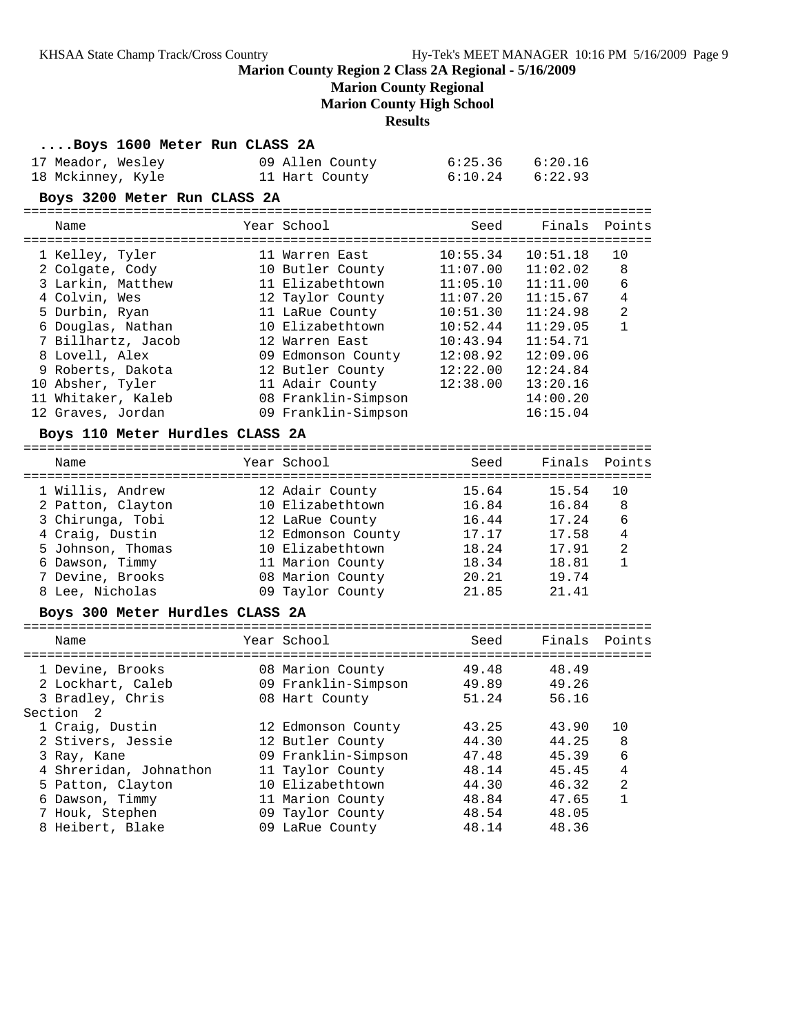# Marion County Region 2 Class 2A Regional - 5/16/2009

## Marion County Regional

## Marion County High School

## Results

### ....Boys 1600 Meter Run CLASS 2A

| Name | Year | School | Seed | Finals | Points |
|---|---|---|---|---|---|
| 17 Meador, Wesley | 09 | Allen County | 6:25.36 | 6:20.16 | |
| 18 Mckinney, Kyle | 11 | Hart County | 6:10.24 | 6:22.93 | |

### Boys 3200 Meter Run CLASS 2A

| Name | Year | School | Seed | Finals | Points |
|---|---|---|---|---|---|
| 1 Kelley, Tyler | 11 | Warren East | 10:55.34 | 10:51.18 | 10 |
| 2 Colgate, Cody | 10 | Butler County | 11:07.00 | 11:02.02 | 8 |
| 3 Larkin, Matthew | 11 | Elizabethtown | 11:05.10 | 11:11.00 | 6 |
| 4 Colvin, Wes | 12 | Taylor County | 11:07.20 | 11:15.67 | 4 |
| 5 Durbin, Ryan | 11 | LaRue County | 10:51.30 | 11:24.98 | 2 |
| 6 Douglas, Nathan | 10 | Elizabethtown | 10:52.44 | 11:29.05 | 1 |
| 7 Billhartz, Jacob | 12 | Warren East | 10:43.94 | 11:54.71 | |
| 8 Lovell, Alex | 09 | Edmonson County | 12:08.92 | 12:09.06 | |
| 9 Roberts, Dakota | 12 | Butler County | 12:22.00 | 12:24.84 | |
| 10 Absher, Tyler | 11 | Adair County | 12:38.00 | 13:20.16 | |
| 11 Whitaker, Kaleb | 08 | Franklin-Simpson | | 14:00.20 | |
| 12 Graves, Jordan | 09 | Franklin-Simpson | | 16:15.04 | |

### Boys 110 Meter Hurdles CLASS 2A

| Name | Year | School | Seed | Finals | Points |
|---|---|---|---|---|---|
| 1 Willis, Andrew | 12 | Adair County | 15.64 | 15.54 | 10 |
| 2 Patton, Clayton | 10 | Elizabethtown | 16.84 | 16.84 | 8 |
| 3 Chirunga, Tobi | 12 | LaRue County | 16.44 | 17.24 | 6 |
| 4 Craig, Dustin | 12 | Edmonson County | 17.17 | 17.58 | 4 |
| 5 Johnson, Thomas | 10 | Elizabethtown | 18.24 | 17.91 | 2 |
| 6 Dawson, Timmy | 11 | Marion County | 18.34 | 18.81 | 1 |
| 7 Devine, Brooks | 08 | Marion County | 20.21 | 19.74 | |
| 8 Lee, Nicholas | 09 | Taylor County | 21.85 | 21.41 | |

### Boys 300 Meter Hurdles CLASS 2A

| Name | Year | School | Seed | Finals | Points |
|---|---|---|---|---|---|
| 1 Devine, Brooks | 08 | Marion County | 49.48 | 48.49 | |
| 2 Lockhart, Caleb | 09 | Franklin-Simpson | 49.89 | 49.26 | |
| 3 Bradley, Chris | 08 | Hart County | 51.24 | 56.16 | |
| **Section 2** | | | | | |
| 1 Craig, Dustin | 12 | Edmonson County | 43.25 | 43.90 | 10 |
| 2 Stivers, Jessie | 12 | Butler County | 44.30 | 44.25 | 8 |
| 3 Ray, Kane | 09 | Franklin-Simpson | 47.48 | 45.39 | 6 |
| 4 Shreridan, Johnathon | 11 | Taylor County | 48.14 | 45.45 | 4 |
| 5 Patton, Clayton | 10 | Elizabethtown | 44.30 | 46.32 | 2 |
| 6 Dawson, Timmy | 11 | Marion County | 48.84 | 47.65 | 1 |
| 7 Houk, Stephen | 09 | Taylor County | 48.54 | 48.05 | |
| 8 Heibert, Blake | 09 | LaRue County | 48.14 | 48.36 | |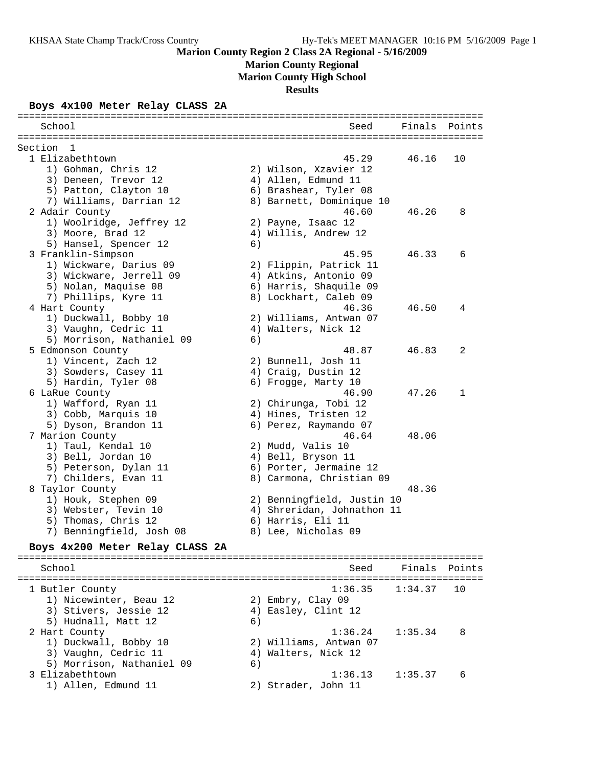**Marion County Region 2 Class 2A Regional - 5/16/2009**

**Marion County Regional**

**Marion County High School**

**Results**

### Boys 4x100 Meter Relay CLASS 2A

```
================================================================================
   School                                            Seed     Finals  Points
================================================================================
Section  1
  1 Elizabethtown                                    45.29      46.16   10
     1) Gohman, Chris 12               2) Wilson, Xzavier 12
     3) Deneen, Trevor 12              4) Allen, Edmund 11
     5) Patton, Clayton 10             6) Brashear, Tyler 08
     7) Williams, Darrian 12           8) Barnett, Dominique 10
  2 Adair County                                     46.60      46.26    8
     1) Woolridge, Jeffrey 12          2) Payne, Isaac 12
     3) Moore, Brad 12                 4) Willis, Andrew 12
     5) Hansel, Spencer 12             6)
  3 Franklin-Simpson                                 45.95      46.33    6
     1) Wickware, Darius 09            2) Flippin, Patrick 11
     3) Wickware, Jerrell 09           4) Atkins, Antonio 09
     5) Nolan, Maquise 08              6) Harris, Shaquile 09
     7) Phillips, Kyre 11              8) Lockhart, Caleb 09
  4 Hart County                                      46.36      46.50    4
     1) Duckwall, Bobby 10             2) Williams, Antwan 07
     3) Vaughn, Cedric 11              4) Walters, Nick 12
     5) Morrison, Nathaniel 09         6)
  5 Edmonson County                                  48.87      46.83    2
     1) Vincent, Zach 12               2) Bunnell, Josh 11
     3) Sowders, Casey 11              4) Craig, Dustin 12
     5) Hardin, Tyler 08               6) Frogge, Marty 10
  6 LaRue County                                     46.90      47.26    1
     1) Wafford, Ryan 11               2) Chirunga, Tobi 12
     3) Cobb, Marquis 10               4) Hines, Tristen 12
     5) Dyson, Brandon 11              6) Perez, Raymando 07
  7 Marion County                                    46.64      48.06
     1) Taul, Kendal 10                2) Mudd, Valis 10
     3) Bell, Jordan 10                4) Bell, Bryson 11
     5) Peterson, Dylan 11             6) Porter, Jermaine 12
     7) Childers, Evan 11              8) Carmona, Christian 09
  8 Taylor County                                               48.36
     1) Houk, Stephen 09               2) Benningfield, Justin 10
     3) Webster, Tevin 10              4) Shreridan, Johnathon 11
     5) Thomas, Chris 12               6) Harris, Eli 11
     7) Benningfield, Josh 08          8) Lee, Nicholas 09
```

### Boys 4x200 Meter Relay CLASS 2A

```
================================================================================
   School                                            Seed     Finals  Points
================================================================================
  1 Butler County                                  1:36.35    1:34.37   10
     1) Nicewinter, Beau 12            2) Embry, Clay 09
     3) Stivers, Jessie 12             4) Easley, Clint 12
     5) Hudnall, Matt 12               6)
  2 Hart County                                    1:36.24    1:35.34    8
     1) Duckwall, Bobby 10             2) Williams, Antwan 07
     3) Vaughn, Cedric 11              4) Walters, Nick 12
     5) Morrison, Nathaniel 09         6)
  3 Elizabethtown                                  1:36.13    1:35.37    6
     1) Allen, Edmund 11               2) Strader, John 11
```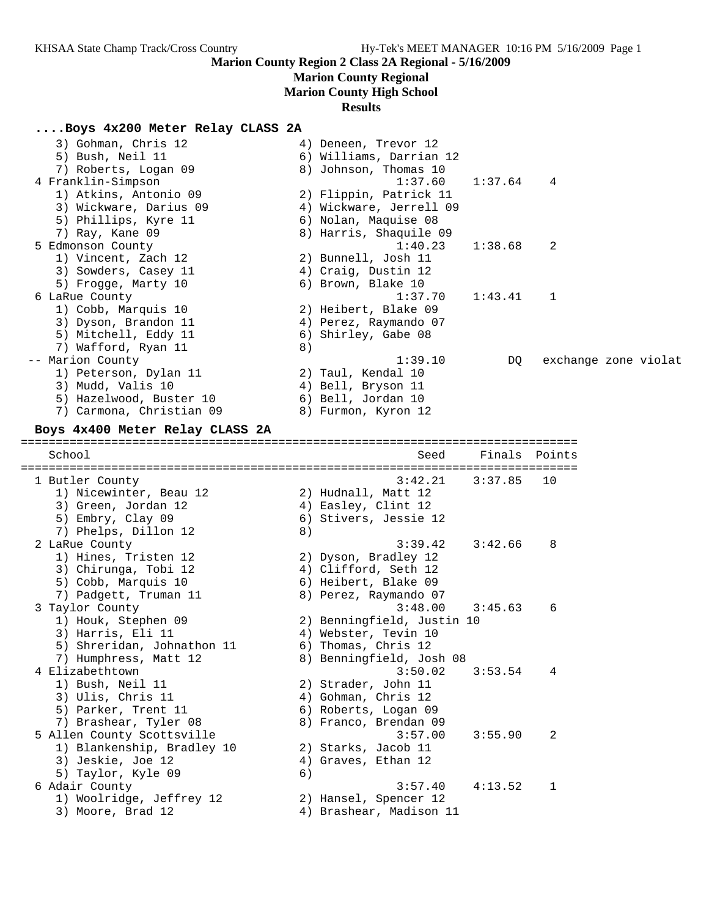**Marion County Region 2 Class 2A Regional - 5/16/2009**

**Marion County Regional**

**Marion County High School**

**Results**

### ....Boys 4x200 Meter Relay CLASS 2A

```
    3) Gohman, Chris 12                4) Deneen, Trevor 12
    5) Bush, Neil 11                   6) Williams, Darrian 12
    7) Roberts, Logan 09               8) Johnson, Thomas 10
 4 Franklin-Simpson                              1:37.60    1:37.64    4
    1) Atkins, Antonio 09              2) Flippin, Patrick 11
    3) Wickware, Darius 09             4) Wickware, Jerrell 09
    5) Phillips, Kyre 11               6) Nolan, Maquise 08
    7) Ray, Kane 09                    8) Harris, Shaquile 09
 5 Edmonson County                               1:40.23    1:38.68    2
    1) Vincent, Zach 12                2) Bunnell, Josh 11
    3) Sowders, Casey 11               4) Craig, Dustin 12
    5) Frogge, Marty 10                6) Brown, Blake 10
 6 LaRue County                                  1:37.70    1:43.41    1
    1) Cobb, Marquis 10                2) Heibert, Blake 09
    3) Dyson, Brandon 11               4) Perez, Raymando 07
    5) Mitchell, Eddy 11               6) Shirley, Gabe 08
    7) Wafford, Ryan 11                8)
 -- Marion County                                1:39.10         DQ   exchange zone violat
    1) Peterson, Dylan 11              2) Taul, Kendal 10
    3) Mudd, Valis 10                  4) Bell, Bryson 11
    5) Hazelwood, Buster 10            6) Bell, Jordan 10
    7) Carmona, Christian 09           8) Furmon, Kyron 12
```

### Boys 4x400 Meter Relay CLASS 2A

```
================================================================================
   School                                            Seed     Finals  Points
================================================================================
 1 Butler County                                 3:42.21    3:37.85   10
    1) Nicewinter, Beau 12             2) Hudnall, Matt 12
    3) Green, Jordan 12                4) Easley, Clint 12
    5) Embry, Clay 09                  6) Stivers, Jessie 12
    7) Phelps, Dillon 12               8)
 2 LaRue County                                  3:39.42    3:42.66    8
    1) Hines, Tristen 12               2) Dyson, Bradley 12
    3) Chirunga, Tobi 12               4) Clifford, Seth 12
    5) Cobb, Marquis 10                6) Heibert, Blake 09
    7) Padgett, Truman 11              8) Perez, Raymando 07
 3 Taylor County                                 3:48.00    3:45.63    6
    1) Houk, Stephen 09                2) Benningfield, Justin 10
    3) Harris, Eli 11                  4) Webster, Tevin 10
    5) Shreridan, Johnathon 11         6) Thomas, Chris 12
    7) Humphress, Matt 12              8) Benningfield, Josh 08
 4 Elizabethtown                                 3:50.02    3:53.54    4
    1) Bush, Neil 11                   2) Strader, John 11
    3) Ulis, Chris 11                  4) Gohman, Chris 12
    5) Parker, Trent 11                6) Roberts, Logan 09
    7) Brashear, Tyler 08              8) Franco, Brendan 09
 5 Allen County Scottsville                      3:57.00    3:55.90    2
    1) Blankenship, Bradley 10         2) Starks, Jacob 11
    3) Jeskie, Joe 12                  4) Graves, Ethan 12
    5) Taylor, Kyle 09                 6)
 6 Adair County                                  3:57.40    4:13.52    1
    1) Woolridge, Jeffrey 12           2) Hansel, Spencer 12
    3) Moore, Brad 12                  4) Brashear, Madison 11
```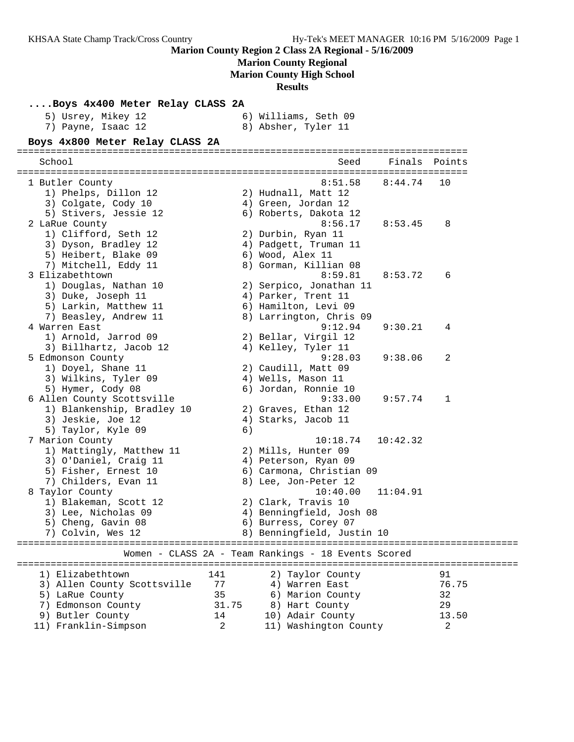Marion County Region 2 Class 2A Regional - 5/16/2009

**Marion County Regional**

**Marion County High School**

**Results**

### ....Boys 4x400 Meter Relay CLASS 2A

```
    5) Usrey, Mikey 12                6) Williams, Seth 09
    7) Payne, Isaac 12                8) Absher, Tyler 11
```

### Boys 4x800 Meter Relay CLASS 2A

```
================================================================================
   School                                            Seed     Finals  Points
================================================================================
  1 Butler County                                   8:51.58    8:44.74   10
     1) Phelps, Dillon 12              2) Hudnall, Matt 12
     3) Colgate, Cody 10               4) Green, Jordan 12
     5) Stivers, Jessie 12             6) Roberts, Dakota 12
  2 LaRue County                                    8:56.17    8:53.45    8
     1) Clifford, Seth 12              2) Durbin, Ryan 11
     3) Dyson, Bradley 12              4) Padgett, Truman 11
     5) Heibert, Blake 09              6) Wood, Alex 11
     7) Mitchell, Eddy 11              8) Gorman, Killian 08
  3 Elizabethtown                                   8:59.81    8:53.72    6
     1) Douglas, Nathan 10             2) Serpico, Jonathan 11
     3) Duke, Joseph 11                4) Parker, Trent 11
     5) Larkin, Matthew 11             6) Hamilton, Levi 09
     7) Beasley, Andrew 11             8) Larrington, Chris 09
  4 Warren East                                     9:12.94    9:30.21    4
     1) Arnold, Jarrod 09              2) Bellar, Virgil 12
     3) Billhartz, Jacob 12            4) Kelley, Tyler 11
  5 Edmonson County                                 9:28.03    9:38.06    2
     1) Doyel, Shane 11                2) Caudill, Matt 09
     3) Wilkins, Tyler 09              4) Wells, Mason 11
     5) Hymer, Cody 08                 6) Jordan, Ronnie 10
  6 Allen County Scottsville                        9:33.00    9:57.74    1
     1) Blankenship, Bradley 10        2) Graves, Ethan 12
     3) Jeskie, Joe 12                 4) Starks, Jacob 11
     5) Taylor, Kyle 09                6)
  7 Marion County                                  10:18.74   10:42.32
     1) Mattingly, Matthew 11          2) Mills, Hunter 09
     3) O'Daniel, Craig 11             4) Peterson, Ryan 09
     5) Fisher, Ernest 10              6) Carmona, Christian 09
     7) Childers, Evan 11              8) Lee, Jon-Peter 12
  8 Taylor County                                  10:40.00   11:04.91
     1) Blakeman, Scott 12             2) Clark, Travis 10
     3) Lee, Nicholas 09               4) Benningfield, Josh 08
     5) Cheng, Gavin 08                6) Burress, Corey 07
     7) Colvin, Wes 12                 8) Benningfield, Justin 10
```

### Women - CLASS 2A - Team Rankings - 18 Events Scored

```
=========================================================================================
    1) Elizabethtown             141        2) Taylor County              91
    3) Allen County Scottsville   77        4) Warren East                76.75
    5) LaRue County               35        6) Marion County              32
    7) Edmonson County            31.75     8) Hart County                29
    9) Butler County              14       10) Adair County               13.50
   11) Franklin-Simpson            2       11) Washington County           2
```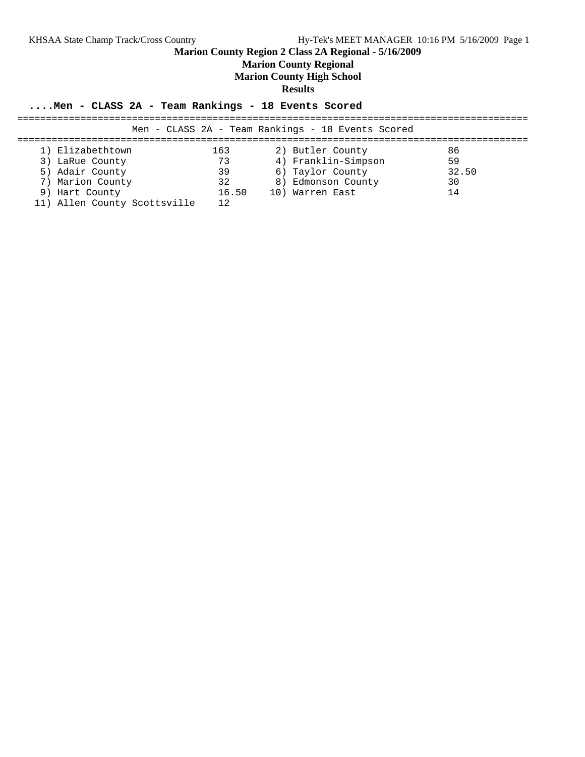# Marion County Region 2 Class 2A Regional - 5/16/2009

## Marion County Regional

## Marion County High School

## Results

### ....Men - CLASS 2A - Team Rankings - 18 Events Scored

Men - CLASS 2A - Team Rankings - 18 Events Scored

| Place | Team | Points | Place | Team | Points |
|---|---|---|---|---|---|
| 1) | Elizabethtown | 163 | 2) | Butler County | 86 |
| 3) | LaRue County | 73 | 4) | Franklin-Simpson | 59 |
| 5) | Adair County | 39 | 6) | Taylor County | 32.50 |
| 7) | Marion County | 32 | 8) | Edmonson County | 30 |
| 9) | Hart County | 16.50 | 10) | Warren East | 14 |
| 11) | Allen County Scottsville | 12 | | | |